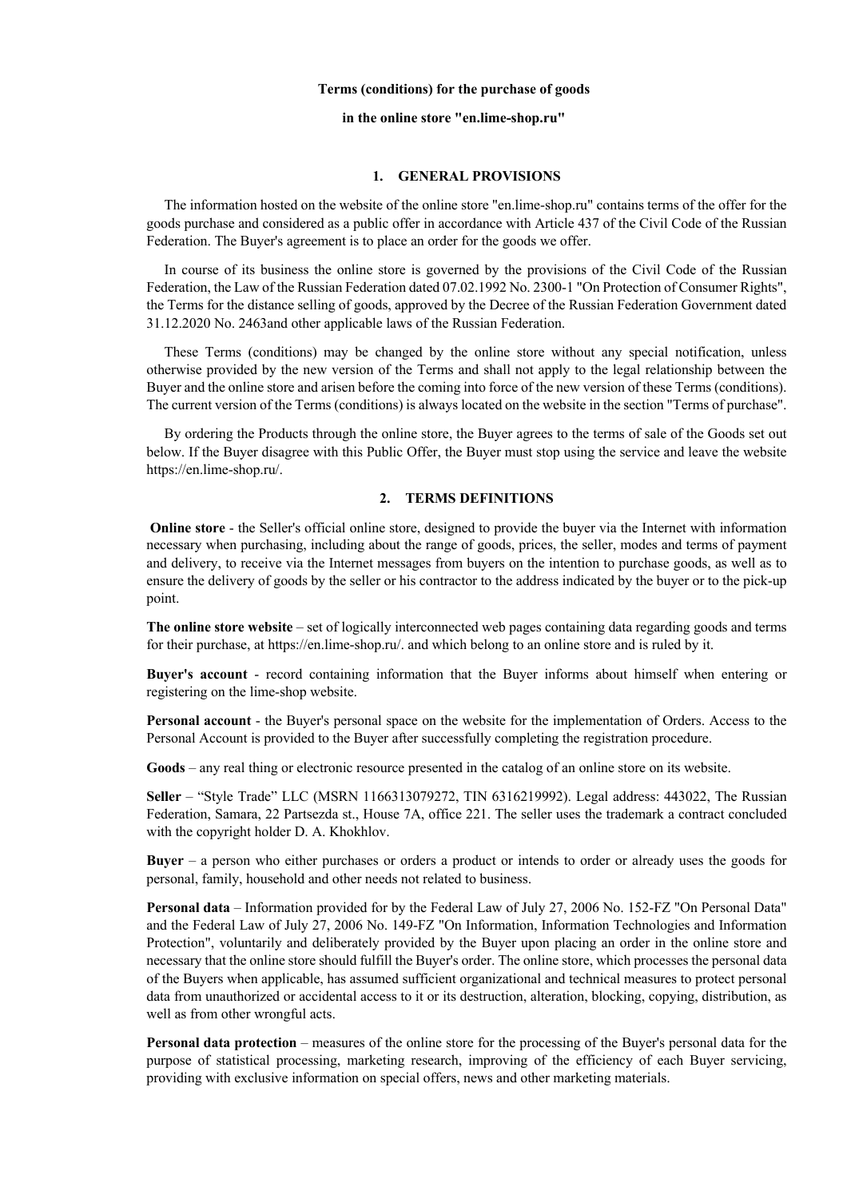**Terms (conditions) for the purchase of goods**

**in the online store "en.lime-shop.ru"**

## 1. GENERAL PROVISIONS

The information hosted on the website of the online store "en.lime-shop.ru" contains terms of the offer for the goods purchase and considered as a public offer in accordance with Article 437 of the Civil Code of the Russian Federation. The Buyer's agreement is to place an order for the goods we offer.

In course of its business the online store is governed by the provisions of the Civil Code of the Russian Federation, the Law of the Russian Federation dated 07.02.1992 No. 2300-1 "On Protection of Consumer Rights", the Terms for the distance selling of goods, approved by the Decree of the Russian Federation Government dated 31.12.2020 No. 2463and other applicable laws of the Russian Federation.

These Terms (conditions) may be changed by the online store without any special notification, unless otherwise provided by the new version of the Terms and shall not apply to the legal relationship between the Buyer and the online store and arisen before the coming into force of the new version of these Terms (conditions). The current version of the Terms (conditions) is always located on the website in the section "Terms of purchase".

By ordering the Products through the online store, the Buyer agrees to the terms of sale of the Goods set out below. If the Buyer disagree with this Public Offer, the Buyer must stop using the service and leave the website https://en.lime-shop.ru/.

## 2. TERMS DEFINITIONS

**Online store** - the Seller's official online store, designed to provide the buyer via the Internet with information necessary when purchasing, including about the range of goods, prices, the seller, modes and terms of payment and delivery, to receive via the Internet messages from buyers on the intention to purchase goods, as well as to ensure the delivery of goods by the seller or his contractor to the address indicated by the buyer or to the pick-up point.

**The online store website** – set of logically interconnected web pages containing data regarding goods and terms for their purchase, at https://en.lime-shop.ru/. and which belong to an online store and is ruled by it.

**Buyer's account** - record containing information that the Buyer informs about himself when entering or registering on the lime-shop website.

**Personal account** - the Buyer's personal space on the website for the implementation of Orders. Access to the Personal Account is provided to the Buyer after successfully completing the registration procedure.

**Goods** – any real thing or electronic resource presented in the catalog of an online store on its website.

**Seller** – "Style Trade" LLC (MSRN 1166313079272, TIN 6316219992). Legal address: 443022, The Russian Federation, Samara, 22 Partsezda st., House 7A, office 221. The seller uses the trademark a contract concluded with the copyright holder D. A. Khokhlov.

**Buyer** – a person who either purchases or orders a product or intends to order or already uses the goods for personal, family, household and other needs not related to business.

**Personal data** – Information provided for by the Federal Law of July 27, 2006 No. 152-FZ "On Personal Data" and the Federal Law of July 27, 2006 No. 149-FZ "On Information, Information Technologies and Information Protection", voluntarily and deliberately provided by the Buyer upon placing an order in the online store and necessary that the online store should fulfill the Buyer's order. The online store, which processes the personal data of the Buyers when applicable, has assumed sufficient organizational and technical measures to protect personal data from unauthorized or accidental access to it or its destruction, alteration, blocking, copying, distribution, as well as from other wrongful acts.

**Personal data protection** – measures of the online store for the processing of the Buyer's personal data for the purpose of statistical processing, marketing research, improving of the efficiency of each Buyer servicing, providing with exclusive information on special offers, news and other marketing materials.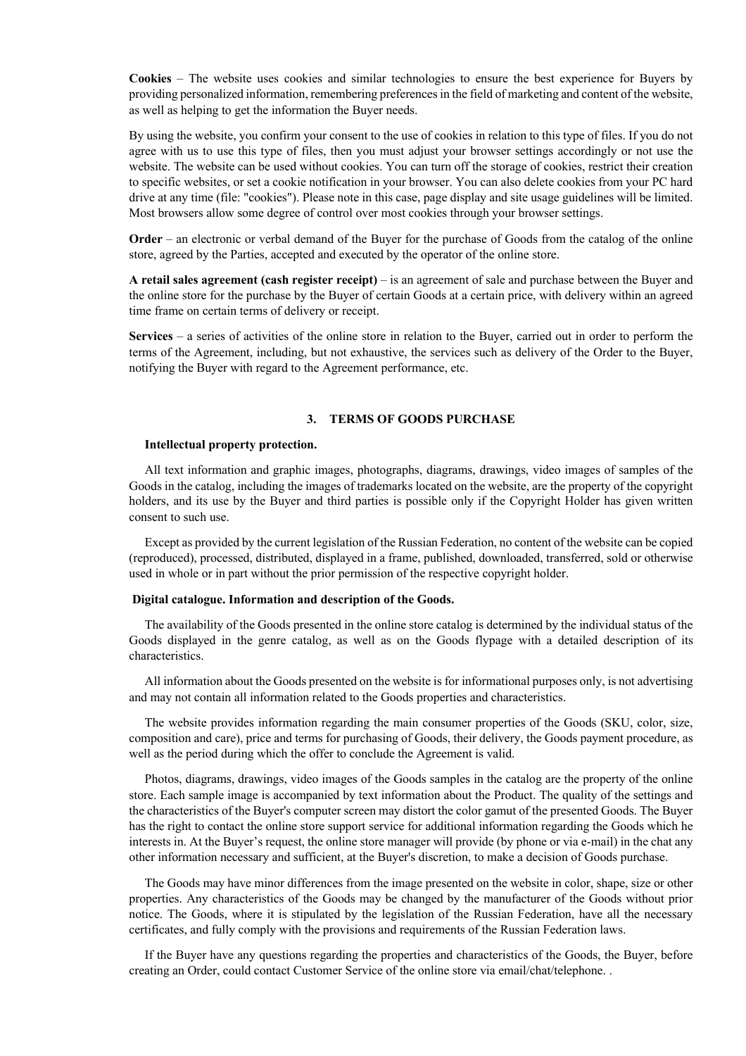**Cookies** – The website uses cookies and similar technologies to ensure the best experience for Buyers by providing personalized information, remembering preferences in the field of marketing and content of the website, as well as helping to get the information the Buyer needs.

By using the website, you confirm your consent to the use of cookies in relation to this type of files. If you do not agree with us to use this type of files, then you must adjust your browser settings accordingly or not use the website. The website can be used without cookies. You can turn off the storage of cookies, restrict their creation to specific websites, or set a cookie notification in your browser. You can also delete cookies from your PC hard drive at any time (file: "cookies"). Please note in this case, page display and site usage guidelines will be limited. Most browsers allow some degree of control over most cookies through your browser settings.

**Order** – an electronic or verbal demand of the Buyer for the purchase of Goods from the catalog of the online store, agreed by the Parties, accepted and executed by the operator of the online store.

**A retail sales agreement (cash register receipt)** – is an agreement of sale and purchase between the Buyer and the online store for the purchase by the Buyer of certain Goods at a certain price, with delivery within an agreed time frame on certain terms of delivery or receipt.

**Services** – a series of activities of the online store in relation to the Buyer, carried out in order to perform the terms of the Agreement, including, but not exhaustive, the services such as delivery of the Order to the Buyer, notifying the Buyer with regard to the Agreement performance, etc.

## 3. TERMS OF GOODS PURCHASE

**Intellectual property protection.**

All text information and graphic images, photographs, diagrams, drawings, video images of samples of the Goods in the catalog, including the images of trademarks located on the website, are the property of the copyright holders, and its use by the Buyer and third parties is possible only if the Copyright Holder has given written consent to such use.

Except as provided by the current legislation of the Russian Federation, no content of the website can be copied (reproduced), processed, distributed, displayed in a frame, published, downloaded, transferred, sold or otherwise used in whole or in part without the prior permission of the respective copyright holder.

**Digital catalogue. Information and description of the Goods.**

The availability of the Goods presented in the online store catalog is determined by the individual status of the Goods displayed in the genre catalog, as well as on the Goods flypage with a detailed description of its characteristics.

All information about the Goods presented on the website is for informational purposes only, is not advertising and may not contain all information related to the Goods properties and characteristics.

The website provides information regarding the main consumer properties of the Goods (SKU, color, size, composition and care), price and terms for purchasing of Goods, their delivery, the Goods payment procedure, as well as the period during which the offer to conclude the Agreement is valid.

Photos, diagrams, drawings, video images of the Goods samples in the catalog are the property of the online store. Each sample image is accompanied by text information about the Product. The quality of the settings and the characteristics of the Buyer's computer screen may distort the color gamut of the presented Goods. The Buyer has the right to contact the online store support service for additional information regarding the Goods which he interests in. At the Buyer's request, the online store manager will provide (by phone or via e-mail) in the chat any other information necessary and sufficient, at the Buyer's discretion, to make a decision of Goods purchase.

The Goods may have minor differences from the image presented on the website in color, shape, size or other properties. Any characteristics of the Goods may be changed by the manufacturer of the Goods without prior notice. The Goods, where it is stipulated by the legislation of the Russian Federation, have all the necessary certificates, and fully comply with the provisions and requirements of the Russian Federation laws.

If the Buyer have any questions regarding the properties and characteristics of the Goods, the Buyer, before creating an Order, could contact Customer Service of the online store via email/chat/telephone. .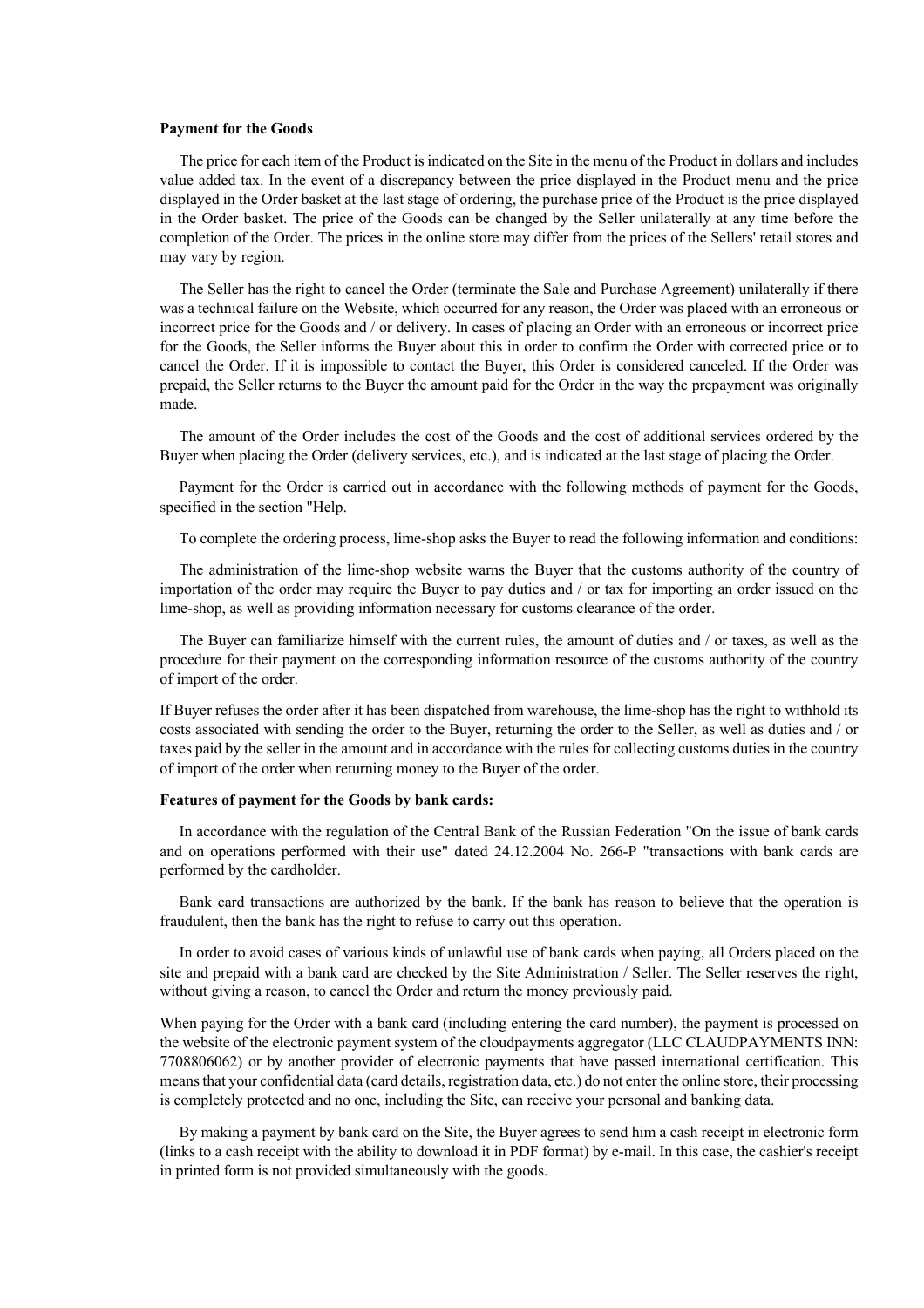**Payment for the Goods**

The price for each item of the Product is indicated on the Site in the menu of the Product in dollars and includes value added tax. In the event of a discrepancy between the price displayed in the Product menu and the price displayed in the Order basket at the last stage of ordering, the purchase price of the Product is the price displayed in the Order basket. The price of the Goods can be changed by the Seller unilaterally at any time before the completion of the Order. The prices in the online store may differ from the prices of the Sellers' retail stores and may vary by region.

The Seller has the right to cancel the Order (terminate the Sale and Purchase Agreement) unilaterally if there was a technical failure on the Website, which occurred for any reason, the Order was placed with an erroneous or incorrect price for the Goods and / or delivery. In cases of placing an Order with an erroneous or incorrect price for the Goods, the Seller informs the Buyer about this in order to confirm the Order with corrected price or to cancel the Order. If it is impossible to contact the Buyer, this Order is considered canceled. If the Order was prepaid, the Seller returns to the Buyer the amount paid for the Order in the way the prepayment was originally made.

The amount of the Order includes the cost of the Goods and the cost of additional services ordered by the Buyer when placing the Order (delivery services, etc.), and is indicated at the last stage of placing the Order.

Payment for the Order is carried out in accordance with the following methods of payment for the Goods, specified in the section "Help.

To complete the ordering process, lime-shop asks the Buyer to read the following information and conditions:

The administration of the lime-shop website warns the Buyer that the customs authority of the country of importation of the order may require the Buyer to pay duties and / or tax for importing an order issued on the lime-shop, as well as providing information necessary for customs clearance of the order.

The Buyer can familiarize himself with the current rules, the amount of duties and / or taxes, as well as the procedure for their payment on the corresponding information resource of the customs authority of the country of import of the order.

If Buyer refuses the order after it has been dispatched from warehouse, the lime-shop has the right to withhold its costs associated with sending the order to the Buyer, returning the order to the Seller, as well as duties and / or taxes paid by the seller in the amount and in accordance with the rules for collecting customs duties in the country of import of the order when returning money to the Buyer of the order.

**Features of payment for the Goods by bank cards:**

In accordance with the regulation of the Central Bank of the Russian Federation "On the issue of bank cards and on operations performed with their use" dated 24.12.2004 No. 266-P "transactions with bank cards are performed by the cardholder.

Bank card transactions are authorized by the bank. If the bank has reason to believe that the operation is fraudulent, then the bank has the right to refuse to carry out this operation.

In order to avoid cases of various kinds of unlawful use of bank cards when paying, all Orders placed on the site and prepaid with a bank card are checked by the Site Administration / Seller. The Seller reserves the right, without giving a reason, to cancel the Order and return the money previously paid.

When paying for the Order with a bank card (including entering the card number), the payment is processed on the website of the electronic payment system of the cloudpayments aggregator (LLC CLAUDPAYMENTS INN: 7708806062) or by another provider of electronic payments that have passed international certification. This means that your confidential data (card details, registration data, etc.) do not enter the online store, their processing is completely protected and no one, including the Site, can receive your personal and banking data.

By making a payment by bank card on the Site, the Buyer agrees to send him a cash receipt in electronic form (links to a cash receipt with the ability to download it in PDF format) by e-mail. In this case, the cashier's receipt in printed form is not provided simultaneously with the goods.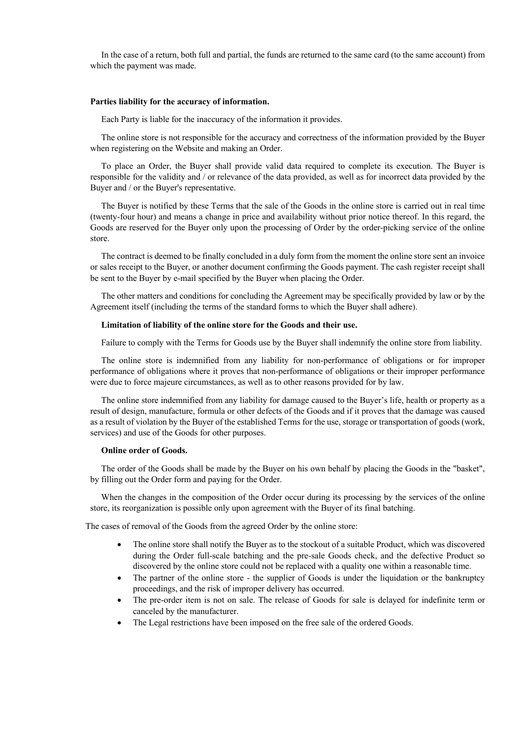In the case of a return, both full and partial, the funds are returned to the same card (to the same account) from which the payment was made.

**Parties liability for the accuracy of information.**

Each Party is liable for the inaccuracy of the information it provides.

The online store is not responsible for the accuracy and correctness of the information provided by the Buyer when registering on the Website and making an Order.

To place an Order, the Buyer shall provide valid data required to complete its execution. The Buyer is responsible for the validity and / or relevance of the data provided, as well as for incorrect data provided by the Buyer and / or the Buyer's representative.

The Buyer is notified by these Terms that the sale of the Goods in the online store is carried out in real time (twenty-four hour) and means a change in price and availability without prior notice thereof. In this regard, the Goods are reserved for the Buyer only upon the processing of Order by the order-picking service of the online store.

The contract is deemed to be finally concluded in a duly form from the moment the online store sent an invoice or sales receipt to the Buyer, or another document confirming the Goods payment. The cash register receipt shall be sent to the Buyer by e-mail specified by the Buyer when placing the Order.

The other matters and conditions for concluding the Agreement may be specifically provided by law or by the Agreement itself (including the terms of the standard forms to which the Buyer shall adhere).

**Limitation of liability of the online store for the Goods and their use.**

Failure to comply with the Terms for Goods use by the Buyer shall indemnify the online store from liability.

The online store is indemnified from any liability for non-performance of obligations or for improper performance of obligations where it proves that non-performance of obligations or their improper performance were due to force majeure circumstances, as well as to other reasons provided for by law.

The online store indemnified from any liability for damage caused to the Buyer's life, health or property as a result of design, manufacture, formula or other defects of the Goods and if it proves that the damage was caused as a result of violation by the Buyer of the established Terms for the use, storage or transportation of goods (work, services) and use of the Goods for other purposes.

**Online order of Goods.**

The order of the Goods shall be made by the Buyer on his own behalf by placing the Goods in the "basket", by filling out the Order form and paying for the Order.

When the changes in the composition of the Order occur during its processing by the services of the online store, its reorganization is possible only upon agreement with the Buyer of its final batching.

The cases of removal of the Goods from the agreed Order by the online store:

- The online store shall notify the Buyer as to the stockout of a suitable Product, which was discovered during the Order full-scale batching and the pre-sale Goods check, and the defective Product so discovered by the online store could not be replaced with a quality one within a reasonable time.
- The partner of the online store - the supplier of Goods is under the liquidation or the bankruptcy proceedings, and the risk of improper delivery has occurred.
- The pre-order item is not on sale. The release of Goods for sale is delayed for indefinite term or canceled by the manufacturer.
- The Legal restrictions have been imposed on the free sale of the ordered Goods.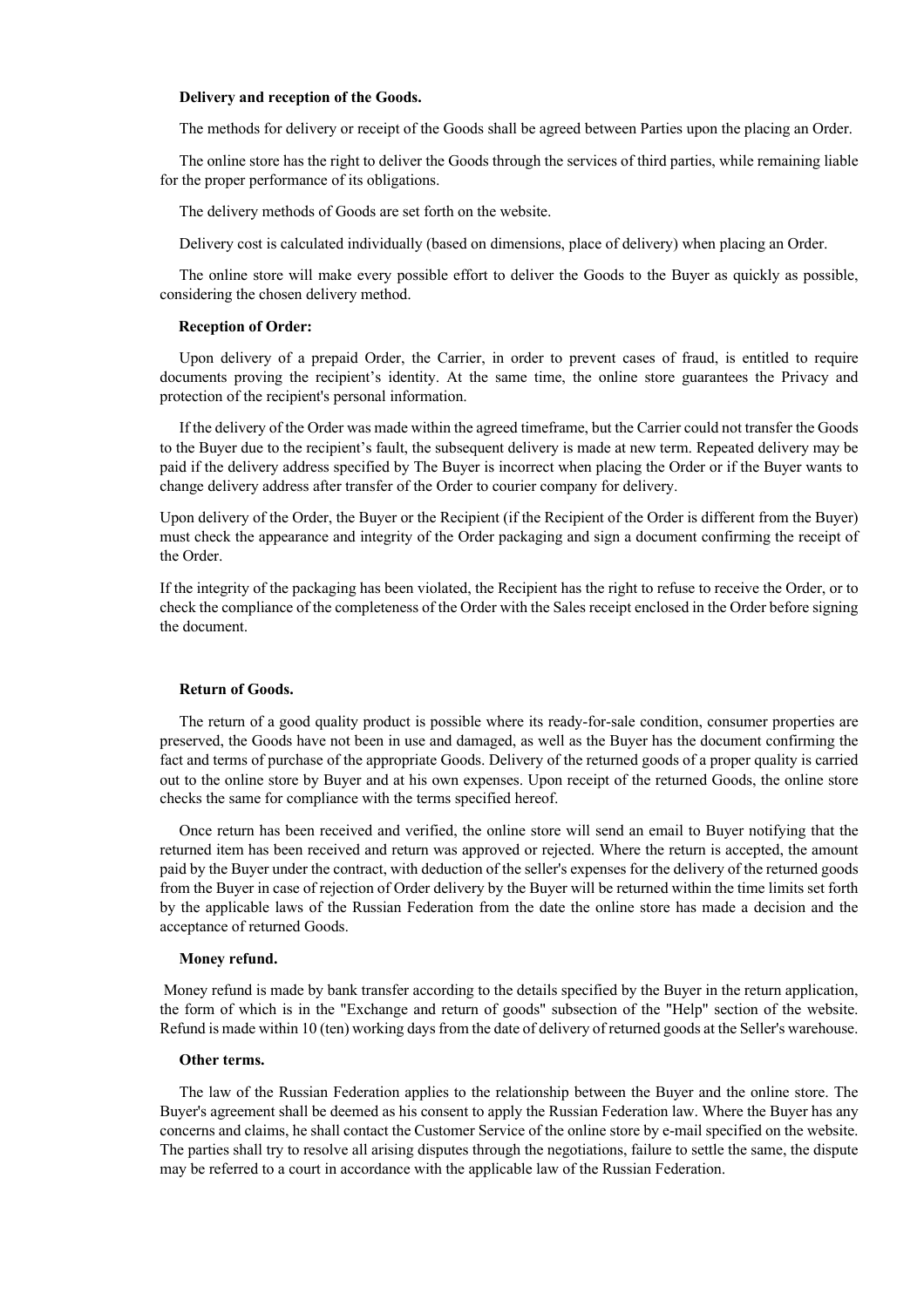**Delivery and reception of the Goods.**

The methods for delivery or receipt of the Goods shall be agreed between Parties upon the placing an Order.

The online store has the right to deliver the Goods through the services of third parties, while remaining liable for the proper performance of its obligations.

The delivery methods of Goods are set forth on the website.

Delivery cost is calculated individually (based on dimensions, place of delivery) when placing an Order.

The online store will make every possible effort to deliver the Goods to the Buyer as quickly as possible, considering the chosen delivery method.

**Reception of Order:**

Upon delivery of a prepaid Order, the Carrier, in order to prevent cases of fraud, is entitled to require documents proving the recipient's identity. At the same time, the online store guarantees the Privacy and protection of the recipient's personal information.

If the delivery of the Order was made within the agreed timeframe, but the Carrier could not transfer the Goods to the Buyer due to the recipient's fault, the subsequent delivery is made at new term. Repeated delivery may be paid if the delivery address specified by The Buyer is incorrect when placing the Order or if the Buyer wants to change delivery address after transfer of the Order to courier company for delivery.

Upon delivery of the Order, the Buyer or the Recipient (if the Recipient of the Order is different from the Buyer) must check the appearance and integrity of the Order packaging and sign a document confirming the receipt of the Order.

If the integrity of the packaging has been violated, the Recipient has the right to refuse to receive the Order, or to check the compliance of the completeness of the Order with the Sales receipt enclosed in the Order before signing the document.

**Return of Goods.**

The return of a good quality product is possible where its ready-for-sale condition, consumer properties are preserved, the Goods have not been in use and damaged, as well as the Buyer has the document confirming the fact and terms of purchase of the appropriate Goods. Delivery of the returned goods of a proper quality is carried out to the online store by Buyer and at his own expenses. Upon receipt of the returned Goods, the online store checks the same for compliance with the terms specified hereof.

Once return has been received and verified, the online store will send an email to Buyer notifying that the returned item has been received and return was approved or rejected. Where the return is accepted, the amount paid by the Buyer under the contract, with deduction of the seller's expenses for the delivery of the returned goods from the Buyer in case of rejection of Order delivery by the Buyer will be returned within the time limits set forth by the applicable laws of the Russian Federation from the date the online store has made a decision and the acceptance of returned Goods.

**Money refund.**

Money refund is made by bank transfer according to the details specified by the Buyer in the return application, the form of which is in the "Exchange and return of goods" subsection of the "Help" section of the website. Refund is made within 10 (ten) working days from the date of delivery of returned goods at the Seller's warehouse.

**Other terms.**

The law of the Russian Federation applies to the relationship between the Buyer and the online store. The Buyer's agreement shall be deemed as his consent to apply the Russian Federation law. Where the Buyer has any concerns and claims, he shall contact the Customer Service of the online store by e-mail specified on the website. The parties shall try to resolve all arising disputes through the negotiations, failure to settle the same, the dispute may be referred to a court in accordance with the applicable law of the Russian Federation.